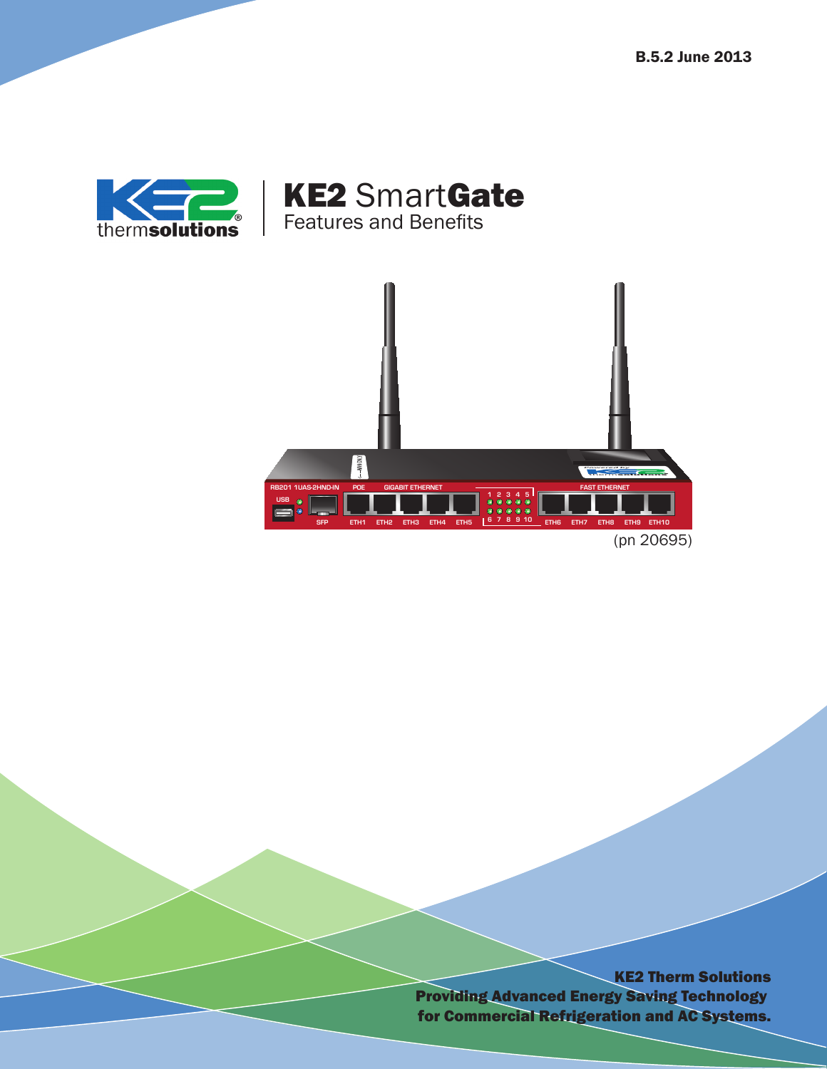B.5.2 June 2013

# KE2 SmartGate

Features and Benefits

(pn 20695)

**KE2 Therm Solutions**
**Providing Advanced Energy Saving Technology for Commercial Refrigeration and AC Systems.**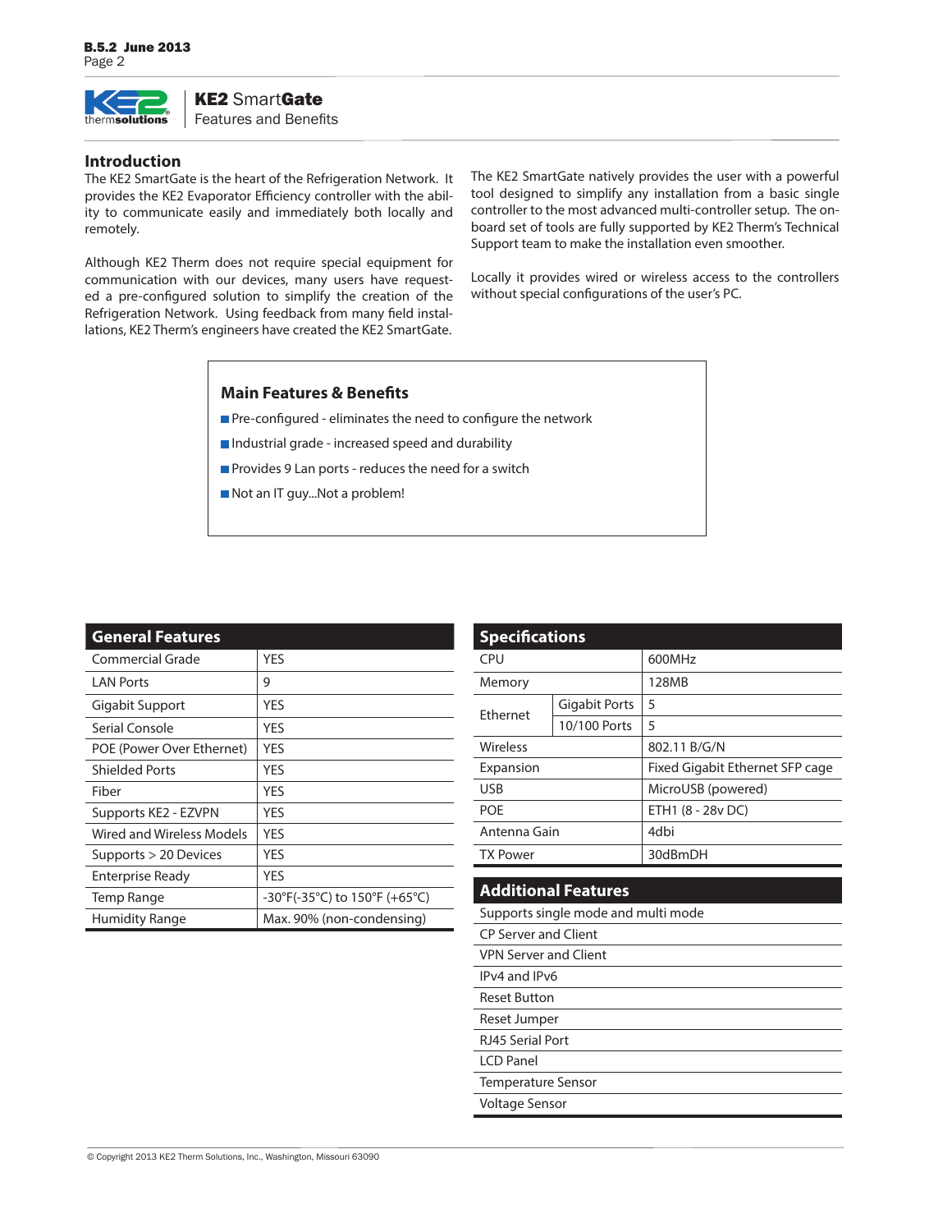# KE2 SmartGate

Features and Benefits

## Introduction

The KE2 SmartGate is the heart of the Refrigeration Network. It provides the KE2 Evaporator Efficiency controller with the ability to communicate easily and immediately both locally and remotely.

Although KE2 Therm does not require special equipment for communication with our devices, many users have requested a pre-configured solution to simplify the creation of the Refrigeration Network. Using feedback from many field installations, KE2 Therm's engineers have created the KE2 SmartGate.

The KE2 SmartGate natively provides the user with a powerful tool designed to simplify any installation from a basic single controller to the most advanced multi-controller setup. The onboard set of tools are fully supported by KE2 Therm's Technical Support team to make the installation even smoother.

Locally it provides wired or wireless access to the controllers without special configurations of the user's PC.

### Main Features & Benefits

- Pre-configured - eliminates the need to configure the network
- Industrial grade - increased speed and durability
- Provides 9 Lan ports - reduces the need for a switch
- Not an IT guy...Not a problem!

### General Features

| General Features | |
|---|---|
| Commercial Grade | YES |
| LAN Ports | 9 |
| Gigabit Support | YES |
| Serial Console | YES |
| POE (Power Over Ethernet) | YES |
| Shielded Ports | YES |
| Fiber | YES |
| Supports KE2 - EZVPN | YES |
| Wired and Wireless Models | YES |
| Supports > 20 Devices | YES |
| Enterprise Ready | YES |
| Temp Range | -30°F(-35°C) to 150°F (+65°C) |
| Humidity Range | Max. 90% (non-condensing) |

### Specifications

| Specifications | | |
|---|---|---|
| CPU | | 600MHz |
| Memory | | 128MB |
| Ethernet | Gigabit Ports | 5 |
| | 10/100 Ports | 5 |
| Wireless | | 802.11 B/G/N |
| Expansion | | Fixed Gigabit Ethernet SFP cage |
| USB | | MicroUSB (powered) |
| POE | | ETH1 (8 - 28v DC) |
| Antenna Gain | | 4dbi |
| TX Power | | 30dBmDH |

### Additional Features

| Additional Features |
|---|
| Supports single mode and multi mode |
| CP Server and Client |
| VPN Server and Client |
| IPv4 and IPv6 |
| Reset Button |
| Reset Jumper |
| RJ45 Serial Port |
| LCD Panel |
| Temperature Sensor |
| Voltage Sensor |

© Copyright 2013 KE2 Therm Solutions, Inc., Washington, Missouri 63090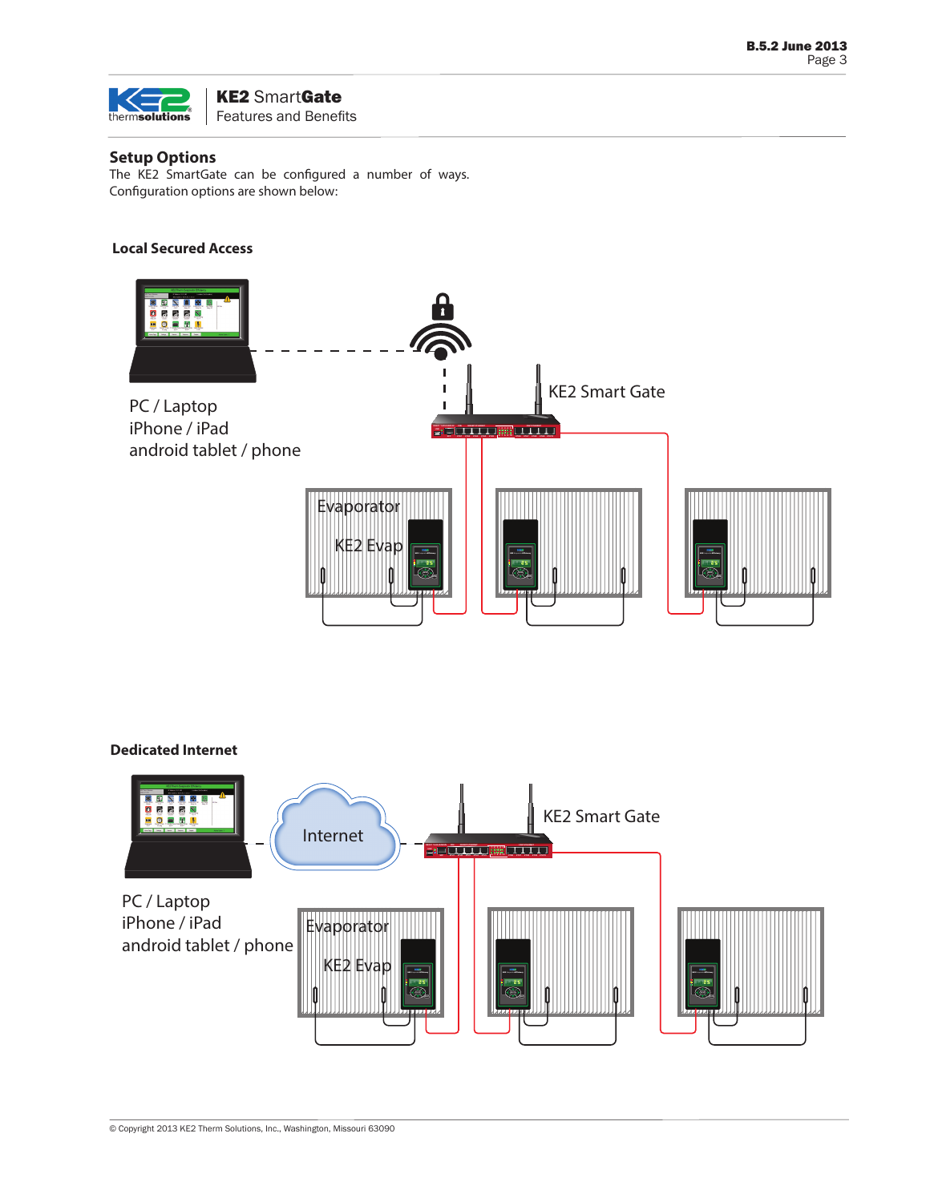## Setup Options

The KE2 SmartGate can be configured a number of ways. Configuration options are shown below:

### Local Secured Access

PC / Laptop
iPhone / iPad
android tablet / phone

KE2 Smart Gate

Evaporator

KE2 Evap

### Dedicated Internet

PC / Laptop
iPhone / iPad
android tablet / phone

Internet

KE2 Smart Gate

Evaporator

KE2 Evap

© Copyright 2013 KE2 Therm Solutions, Inc., Washington, Missouri 63090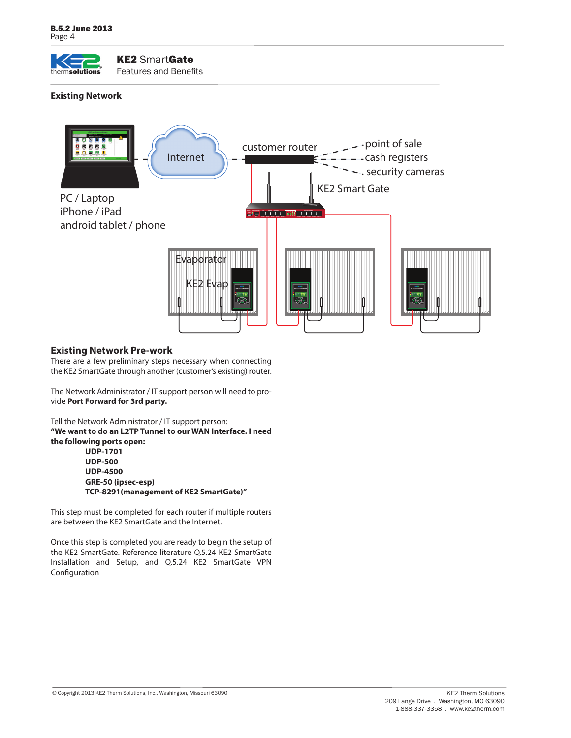## Existing Network

PC / Laptop
iPhone / iPad
android tablet / phone

Internet

customer router

point of sale
cash registers
security cameras

KE2 Smart Gate

Evaporator

KE2 Evap

## Existing Network Pre-work

There are a few preliminary steps necessary when connecting the KE2 SmartGate through another (customer's existing) router.

The Network Administrator / IT support person will need to provide **Port Forward for 3rd party.**

Tell the Network Administrator / IT support person:
**"We want to do an L2TP Tunnel to our WAN Interface. I need the following ports open:**

**UDP-1701**
**UDP-500**
**UDP-4500**
**GRE-50 (ipsec-esp)**
**TCP-8291(management of KE2 SmartGate)"**

This step must be completed for each router if multiple routers are between the KE2 SmartGate and the Internet.

Once this step is completed you are ready to begin the setup of the KE2 SmartGate. Reference literature Q.5.24 KE2 SmartGate Installation and Setup, and Q.5.24 KE2 SmartGate VPN Configuration